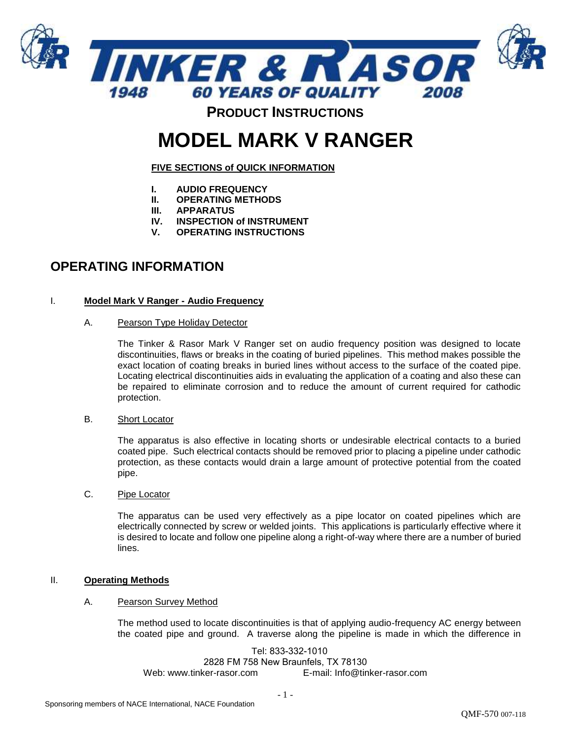# TINKER & RASOR

**1948 — 60 YEARS OF QUALITY — 2008**

## PRODUCT INSTRUCTIONS

# MODEL MARK V RANGER

**FIVE SECTIONS of QUICK INFORMATION**

- **I. AUDIO FREQUENCY**
- **II. OPERATING METHODS**
- **III. APPARATUS**
- **IV. INSPECTION of INSTRUMENT**
- **V. OPERATING INSTRUCTIONS**

## OPERATING INFORMATION

### I. Model Mark V Ranger - Audio Frequency

#### A. Pearson Type Holiday Detector

The Tinker & Rasor Mark V Ranger set on audio frequency position was designed to locate discontinuities, flaws or breaks in the coating of buried pipelines. This method makes possible the exact location of coating breaks in buried lines without access to the surface of the coated pipe. Locating electrical discontinuities aids in evaluating the application of a coating and also these can be repaired to eliminate corrosion and to reduce the amount of current required for cathodic protection.

#### B. Short Locator

The apparatus is also effective in locating shorts or undesirable electrical contacts to a buried coated pipe. Such electrical contacts should be removed prior to placing a pipeline under cathodic protection, as these contacts would drain a large amount of protective potential from the coated pipe.

#### C. Pipe Locator

The apparatus can be used very effectively as a pipe locator on coated pipelines which are electrically connected by screw or welded joints. This applications is particularly effective where it is desired to locate and follow one pipeline along a right-of-way where there are a number of buried lines.

### II. Operating Methods

#### A. Pearson Survey Method

The method used to locate discontinuities is that of applying audio-frequency AC energy between the coated pipe and ground. A traverse along the pipeline is made in which the difference in

Tel: 833-332-1010
2828 FM 758 New Braunfels, TX 78130
Web: www.tinker-rasor.com E-mail: Info@tinker-rasor.com

Sponsoring members of NACE International, NACE Foundation

QMF-570 007-118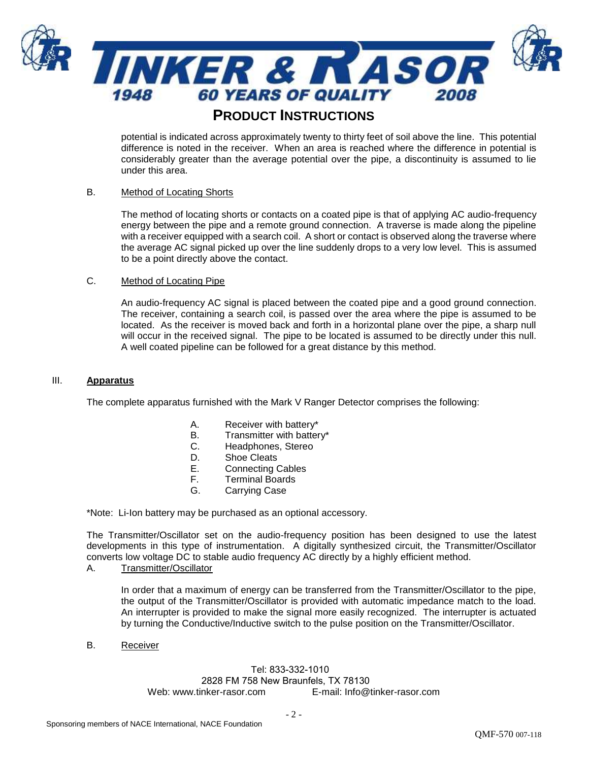potential is indicated across approximately twenty to thirty feet of soil above the line. This potential difference is noted in the receiver. When an area is reached where the difference in potential is considerably greater than the average potential over the pipe, a discontinuity is assumed to lie under this area.

B. Method of Locating Shorts

The method of locating shorts or contacts on a coated pipe is that of applying AC audio-frequency energy between the pipe and a remote ground connection. A traverse is made along the pipeline with a receiver equipped with a search coil. A short or contact is observed along the traverse where the average AC signal picked up over the line suddenly drops to a very low level. This is assumed to be a point directly above the contact.

C. Method of Locating Pipe

An audio-frequency AC signal is placed between the coated pipe and a good ground connection. The receiver, containing a search coil, is passed over the area where the pipe is assumed to be located. As the receiver is moved back and forth in a horizontal plane over the pipe, a sharp null will occur in the received signal. The pipe to be located is assumed to be directly under this null. A well coated pipeline can be followed for a great distance by this method.

## III. Apparatus

The complete apparatus furnished with the Mark V Ranger Detector comprises the following:

A. Receiver with battery*
B. Transmitter with battery*
C. Headphones, Stereo
D. Shoe Cleats
E. Connecting Cables
F. Terminal Boards
G. Carrying Case

*Note: Li-Ion battery may be purchased as an optional accessory.

The Transmitter/Oscillator set on the audio-frequency position has been designed to use the latest developments in this type of instrumentation. A digitally synthesized circuit, the Transmitter/Oscillator converts low voltage DC to stable audio frequency AC directly by a highly efficient method.

A. Transmitter/Oscillator

In order that a maximum of energy can be transferred from the Transmitter/Oscillator to the pipe, the output of the Transmitter/Oscillator is provided with automatic impedance match to the load. An interrupter is provided to make the signal more easily recognized. The interrupter is actuated by turning the Conductive/Inductive switch to the pulse position on the Transmitter/Oscillator.

B. Receiver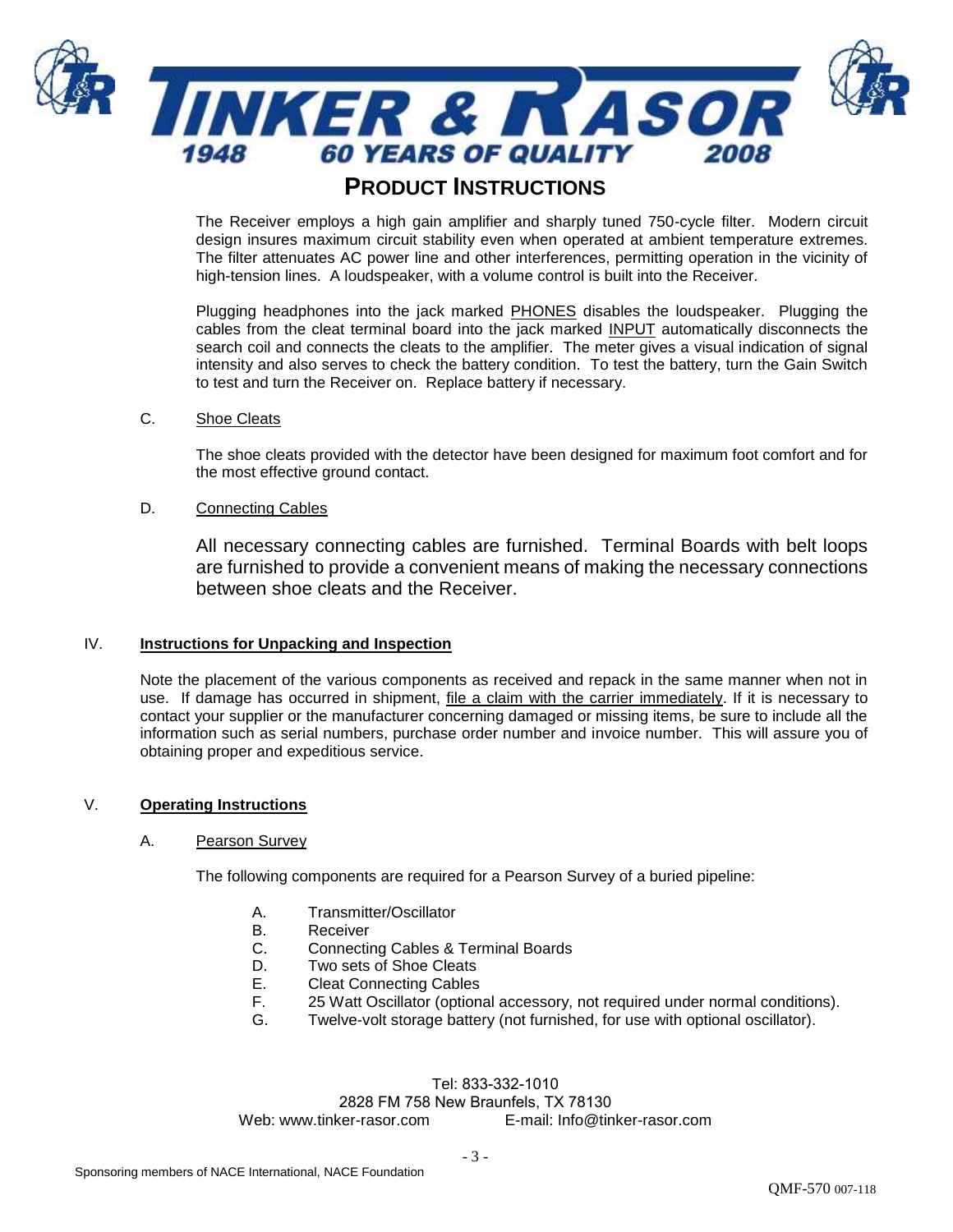## PRODUCT INSTRUCTIONS

The Receiver employs a high gain amplifier and sharply tuned 750-cycle filter. Modern circuit design insures maximum circuit stability even when operated at ambient temperature extremes. The filter attenuates AC power line and other interferences, permitting operation in the vicinity of high-tension lines. A loudspeaker, with a volume control is built into the Receiver.

Plugging headphones into the jack marked PHONES disables the loudspeaker. Plugging the cables from the cleat terminal board into the jack marked INPUT automatically disconnects the search coil and connects the cleats to the amplifier. The meter gives a visual indication of signal intensity and also serves to check the battery condition. To test the battery, turn the Gain Switch to test and turn the Receiver on. Replace battery if necessary.

C. Shoe Cleats

The shoe cleats provided with the detector have been designed for maximum foot comfort and for the most effective ground contact.

D. Connecting Cables

All necessary connecting cables are furnished. Terminal Boards with belt loops are furnished to provide a convenient means of making the necessary connections between shoe cleats and the Receiver.

### IV. Instructions for Unpacking and Inspection

Note the placement of the various components as received and repack in the same manner when not in use. If damage has occurred in shipment, file a claim with the carrier immediately. If it is necessary to contact your supplier or the manufacturer concerning damaged or missing items, be sure to include all the information such as serial numbers, purchase order number and invoice number. This will assure you of obtaining proper and expeditious service.

### V. Operating Instructions

A. Pearson Survey

The following components are required for a Pearson Survey of a buried pipeline:

A. Transmitter/Oscillator
B. Receiver
C. Connecting Cables & Terminal Boards
D. Two sets of Shoe Cleats
E. Cleat Connecting Cables
F. 25 Watt Oscillator (optional accessory, not required under normal conditions).
G. Twelve-volt storage battery (not furnished, for use with optional oscillator).

Tel: 833-332-1010
2828 FM 758 New Braunfels, TX 78130
Web: www.tinker-rasor.com E-mail: Info@tinker-rasor.com

Sponsoring members of NACE International, NACE Foundation

QMF-570 007-118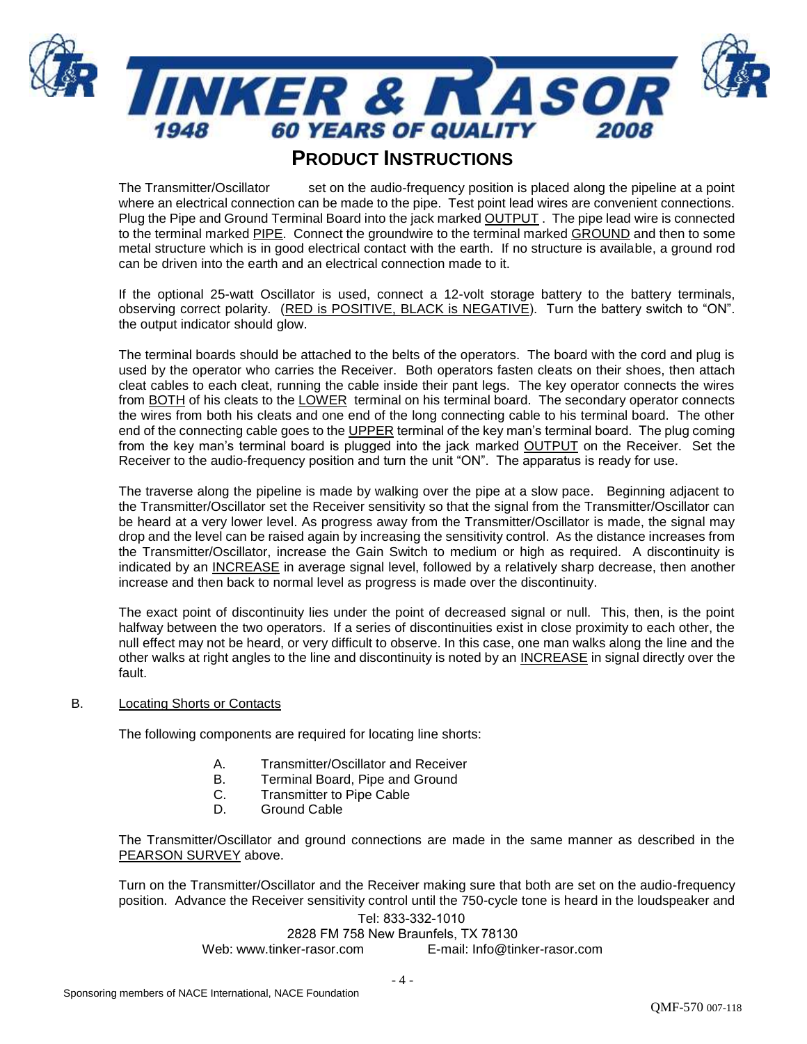# PRODUCT INSTRUCTIONS

The Transmitter/Oscillator set on the audio-frequency position is placed along the pipeline at a point where an electrical connection can be made to the pipe. Test point lead wires are convenient connections. Plug the Pipe and Ground Terminal Board into the jack marked OUTPUT . The pipe lead wire is connected to the terminal marked PIPE. Connect the groundwire to the terminal marked GROUND and then to some metal structure which is in good electrical contact with the earth. If no structure is available, a ground rod can be driven into the earth and an electrical connection made to it.

If the optional 25-watt Oscillator is used, connect a 12-volt storage battery to the battery terminals, observing correct polarity. (RED is POSITIVE, BLACK is NEGATIVE). Turn the battery switch to "ON". the output indicator should glow.

The terminal boards should be attached to the belts of the operators. The board with the cord and plug is used by the operator who carries the Receiver. Both operators fasten cleats on their shoes, then attach cleat cables to each cleat, running the cable inside their pant legs. The key operator connects the wires from BOTH of his cleats to the LOWER terminal on his terminal board. The secondary operator connects the wires from both his cleats and one end of the long connecting cable to his terminal board. The other end of the connecting cable goes to the UPPER terminal of the key man's terminal board. The plug coming from the key man's terminal board is plugged into the jack marked OUTPUT on the Receiver. Set the Receiver to the audio-frequency position and turn the unit "ON". The apparatus is ready for use.

The traverse along the pipeline is made by walking over the pipe at a slow pace. Beginning adjacent to the Transmitter/Oscillator set the Receiver sensitivity so that the signal from the Transmitter/Oscillator can be heard at a very lower level. As progress away from the Transmitter/Oscillator is made, the signal may drop and the level can be raised again by increasing the sensitivity control. As the distance increases from the Transmitter/Oscillator, increase the Gain Switch to medium or high as required. A discontinuity is indicated by an INCREASE in average signal level, followed by a relatively sharp decrease, then another increase and then back to normal level as progress is made over the discontinuity.

The exact point of discontinuity lies under the point of decreased signal or null. This, then, is the point halfway between the two operators. If a series of discontinuities exist in close proximity to each other, the null effect may not be heard, or very difficult to observe. In this case, one man walks along the line and the other walks at right angles to the line and discontinuity is noted by an INCREASE in signal directly over the fault.

B. Locating Shorts or Contacts

The following components are required for locating line shorts:

A. Transmitter/Oscillator and Receiver
B. Terminal Board, Pipe and Ground
C. Transmitter to Pipe Cable
D. Ground Cable

The Transmitter/Oscillator and ground connections are made in the same manner as described in the PEARSON SURVEY above.

Turn on the Transmitter/Oscillator and the Receiver making sure that both are set on the audio-frequency position. Advance the Receiver sensitivity control until the 750-cycle tone is heard in the loudspeaker and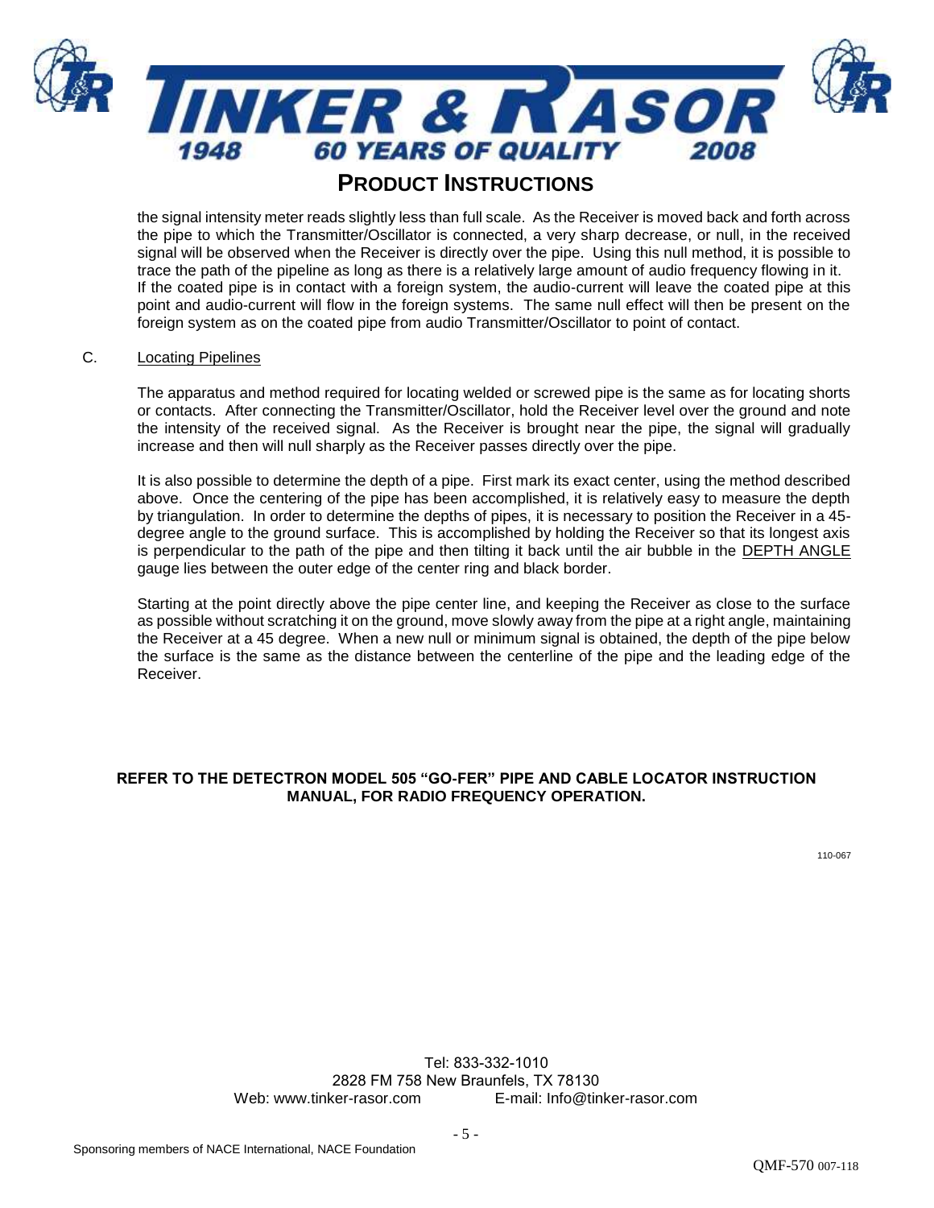the signal intensity meter reads slightly less than full scale. As the Receiver is moved back and forth across the pipe to which the Transmitter/Oscillator is connected, a very sharp decrease, or null, in the received signal will be observed when the Receiver is directly over the pipe. Using this null method, it is possible to trace the path of the pipeline as long as there is a relatively large amount of audio frequency flowing in it. If the coated pipe is in contact with a foreign system, the audio-current will leave the coated pipe at this point and audio-current will flow in the foreign systems. The same null effect will then be present on the foreign system as on the coated pipe from audio Transmitter/Oscillator to point of contact.

C. Locating Pipelines

The apparatus and method required for locating welded or screwed pipe is the same as for locating shorts or contacts. After connecting the Transmitter/Oscillator, hold the Receiver level over the ground and note the intensity of the received signal. As the Receiver is brought near the pipe, the signal will gradually increase and then will null sharply as the Receiver passes directly over the pipe.

It is also possible to determine the depth of a pipe. First mark its exact center, using the method described above. Once the centering of the pipe has been accomplished, it is relatively easy to measure the depth by triangulation. In order to determine the depths of pipes, it is necessary to position the Receiver in a 45-degree angle to the ground surface. This is accomplished by holding the Receiver so that its longest axis is perpendicular to the path of the pipe and then tilting it back until the air bubble in the DEPTH ANGLE gauge lies between the outer edge of the center ring and black border.

Starting at the point directly above the pipe center line, and keeping the Receiver as close to the surface as possible without scratching it on the ground, move slowly away from the pipe at a right angle, maintaining the Receiver at a 45 degree. When a new null or minimum signal is obtained, the depth of the pipe below the surface is the same as the distance between the centerline of the pipe and the leading edge of the Receiver.

**REFER TO THE DETECTRON MODEL 505 "GO-FER" PIPE AND CABLE LOCATOR INSTRUCTION MANUAL, FOR RADIO FREQUENCY OPERATION.**

110-067